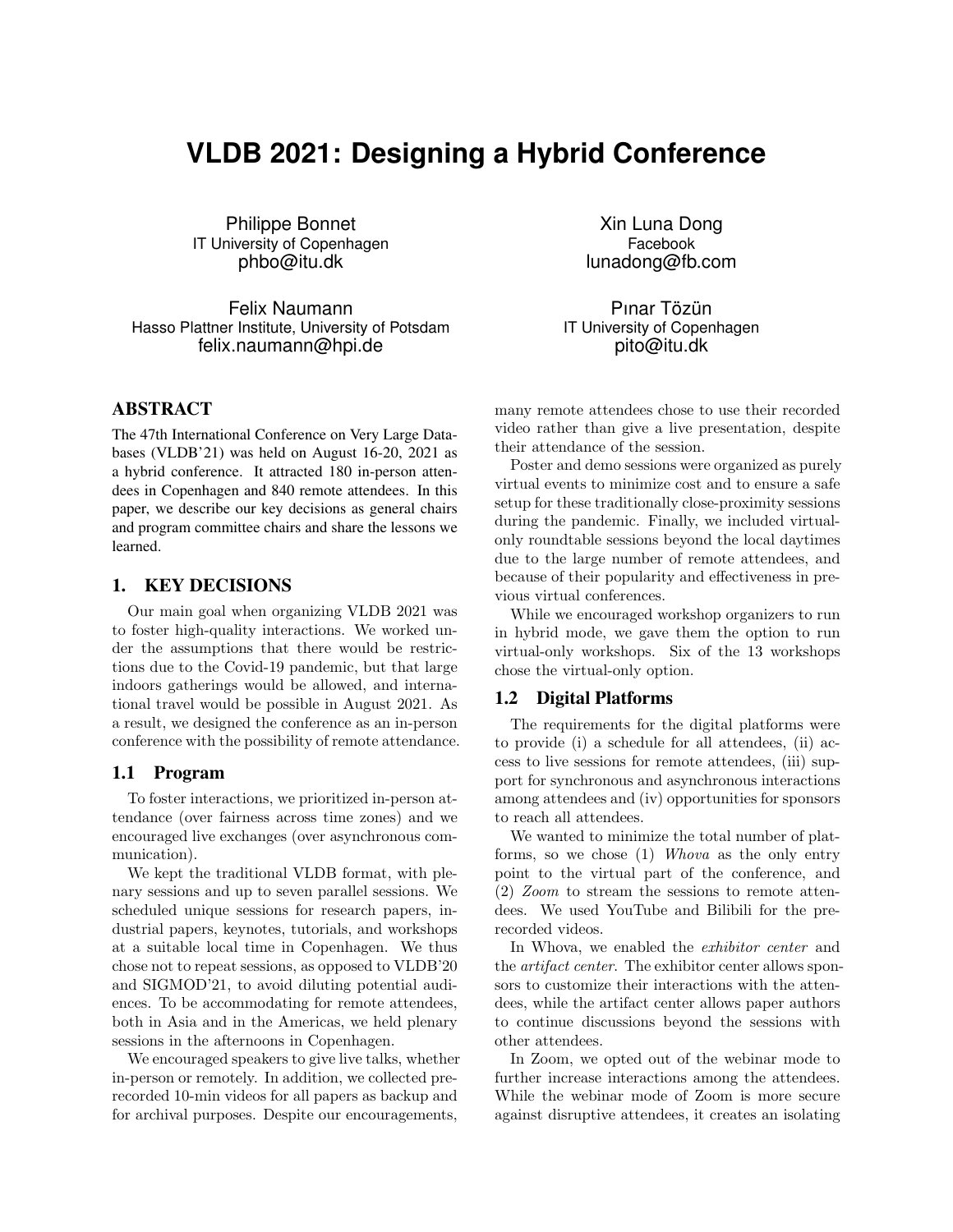# VLDB 2021: Designing a Hybrid Conference

Philippe Bonnet
IT University of Copenhagen
phbo@itu.dk

Xin Luna Dong
Facebook
lunadong@fb.com

Felix Naumann
Hasso Plattner Institute, University of Potsdam
felix.naumann@hpi.de

Pınar Tözün
IT University of Copenhagen
pito@itu.dk

## ABSTRACT

The 47th International Conference on Very Large Databases (VLDB'21) was held on August 16-20, 2021 as a hybrid conference. It attracted 180 in-person attendees in Copenhagen and 840 remote attendees. In this paper, we describe our key decisions as general chairs and program committee chairs and share the lessons we learned.

## 1. KEY DECISIONS

Our main goal when organizing VLDB 2021 was to foster high-quality interactions. We worked under the assumptions that there would be restrictions due to the Covid-19 pandemic, but that large indoors gatherings would be allowed, and international travel would be possible in August 2021. As a result, we designed the conference as an in-person conference with the possibility of remote attendance.

### 1.1 Program

To foster interactions, we prioritized in-person attendance (over fairness across time zones) and we encouraged live exchanges (over asynchronous communication).

We kept the traditional VLDB format, with plenary sessions and up to seven parallel sessions. We scheduled unique sessions for research papers, industrial papers, keynotes, tutorials, and workshops at a suitable local time in Copenhagen. We thus chose not to repeat sessions, as opposed to VLDB'20 and SIGMOD'21, to avoid diluting potential audiences. To be accommodating for remote attendees, both in Asia and in the Americas, we held plenary sessions in the afternoons in Copenhagen.

We encouraged speakers to give live talks, whether in-person or remotely. In addition, we collected prerecorded 10-min videos for all papers as backup and for archival purposes. Despite our encouragements, many remote attendees chose to use their recorded video rather than give a live presentation, despite their attendance of the session.

Poster and demo sessions were organized as purely virtual events to minimize cost and to ensure a safe setup for these traditionally close-proximity sessions during the pandemic. Finally, we included virtual-only roundtable sessions beyond the local daytimes due to the large number of remote attendees, and because of their popularity and effectiveness in previous virtual conferences.

While we encouraged workshop organizers to run in hybrid mode, we gave them the option to run virtual-only workshops. Six of the 13 workshops chose the virtual-only option.

### 1.2 Digital Platforms

The requirements for the digital platforms were to provide (i) a schedule for all attendees, (ii) access to live sessions for remote attendees, (iii) support for synchronous and asynchronous interactions among attendees and (iv) opportunities for sponsors to reach all attendees.

We wanted to minimize the total number of platforms, so we chose (1) *Whova* as the only entry point to the virtual part of the conference, and (2) *Zoom* to stream the sessions to remote attendees. We used YouTube and Bilibili for the prerecorded videos.

In Whova, we enabled the *exhibitor center* and the *artifact center*. The exhibitor center allows sponsors to customize their interactions with the attendees, while the artifact center allows paper authors to continue discussions beyond the sessions with other attendees.

In Zoom, we opted out of the webinar mode to further increase interactions among the attendees. While the webinar mode of Zoom is more secure against disruptive attendees, it creates an isolating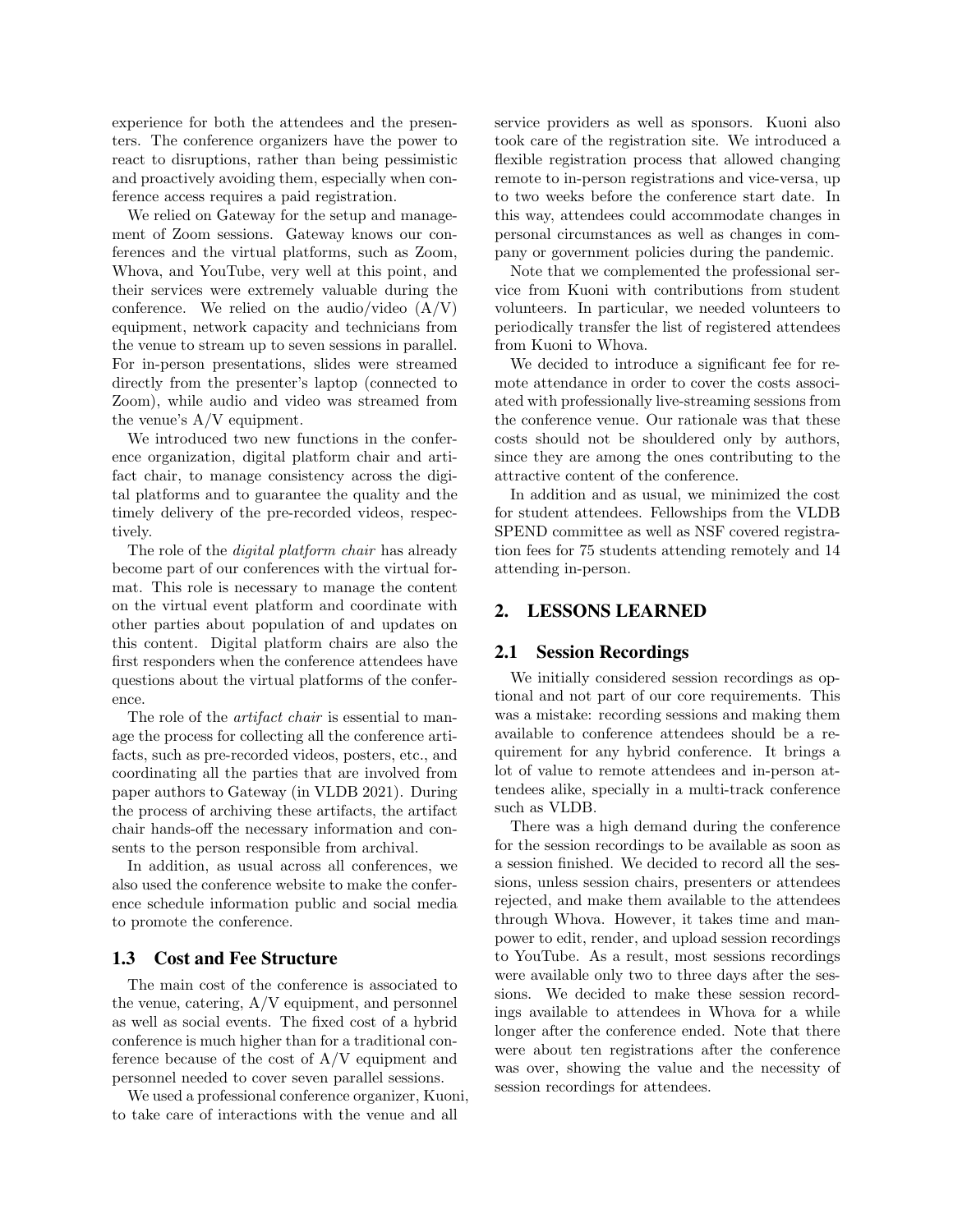experience for both the attendees and the presenters. The conference organizers have the power to react to disruptions, rather than being pessimistic and proactively avoiding them, especially when conference access requires a paid registration.

We relied on Gateway for the setup and management of Zoom sessions. Gateway knows our conferences and the virtual platforms, such as Zoom, Whova, and YouTube, very well at this point, and their services were extremely valuable during the conference. We relied on the audio/video (A/V) equipment, network capacity and technicians from the venue to stream up to seven sessions in parallel. For in-person presentations, slides were streamed directly from the presenter's laptop (connected to Zoom), while audio and video was streamed from the venue's A/V equipment.

We introduced two new functions in the conference organization, digital platform chair and artifact chair, to manage consistency across the digital platforms and to guarantee the quality and the timely delivery of the pre-recorded videos, respectively.

The role of the *digital platform chair* has already become part of our conferences with the virtual format. This role is necessary to manage the content on the virtual event platform and coordinate with other parties about population of and updates on this content. Digital platform chairs are also the first responders when the conference attendees have questions about the virtual platforms of the conference.

The role of the *artifact chair* is essential to manage the process for collecting all the conference artifacts, such as pre-recorded videos, posters, etc., and coordinating all the parties that are involved from paper authors to Gateway (in VLDB 2021). During the process of archiving these artifacts, the artifact chair hands-off the necessary information and consents to the person responsible from archival.

In addition, as usual across all conferences, we also used the conference website to make the conference schedule information public and social media to promote the conference.

### 1.3 Cost and Fee Structure

The main cost of the conference is associated to the venue, catering, A/V equipment, and personnel as well as social events. The fixed cost of a hybrid conference is much higher than for a traditional conference because of the cost of A/V equipment and personnel needed to cover seven parallel sessions.

We used a professional conference organizer, Kuoni, to take care of interactions with the venue and all service providers as well as sponsors. Kuoni also took care of the registration site. We introduced a flexible registration process that allowed changing remote to in-person registrations and vice-versa, up to two weeks before the conference start date. In this way, attendees could accommodate changes in personal circumstances as well as changes in company or government policies during the pandemic.

Note that we complemented the professional service from Kuoni with contributions from student volunteers. In particular, we needed volunteers to periodically transfer the list of registered attendees from Kuoni to Whova.

We decided to introduce a significant fee for remote attendance in order to cover the costs associated with professionally live-streaming sessions from the conference venue. Our rationale was that these costs should not be shouldered only by authors, since they are among the ones contributing to the attractive content of the conference.

In addition and as usual, we minimized the cost for student attendees. Fellowships from the VLDB SPEND committee as well as NSF covered registration fees for 75 students attending remotely and 14 attending in-person.

## 2. LESSONS LEARNED

### 2.1 Session Recordings

We initially considered session recordings as optional and not part of our core requirements. This was a mistake: recording sessions and making them available to conference attendees should be a requirement for any hybrid conference. It brings a lot of value to remote attendees and in-person attendees alike, specially in a multi-track conference such as VLDB.

There was a high demand during the conference for the session recordings to be available as soon as a session finished. We decided to record all the sessions, unless session chairs, presenters or attendees rejected, and make them available to the attendees through Whova. However, it takes time and manpower to edit, render, and upload session recordings to YouTube. As a result, most sessions recordings were available only two to three days after the sessions. We decided to make these session recordings available to attendees in Whova for a while longer after the conference ended. Note that there were about ten registrations after the conference was over, showing the value and the necessity of session recordings for attendees.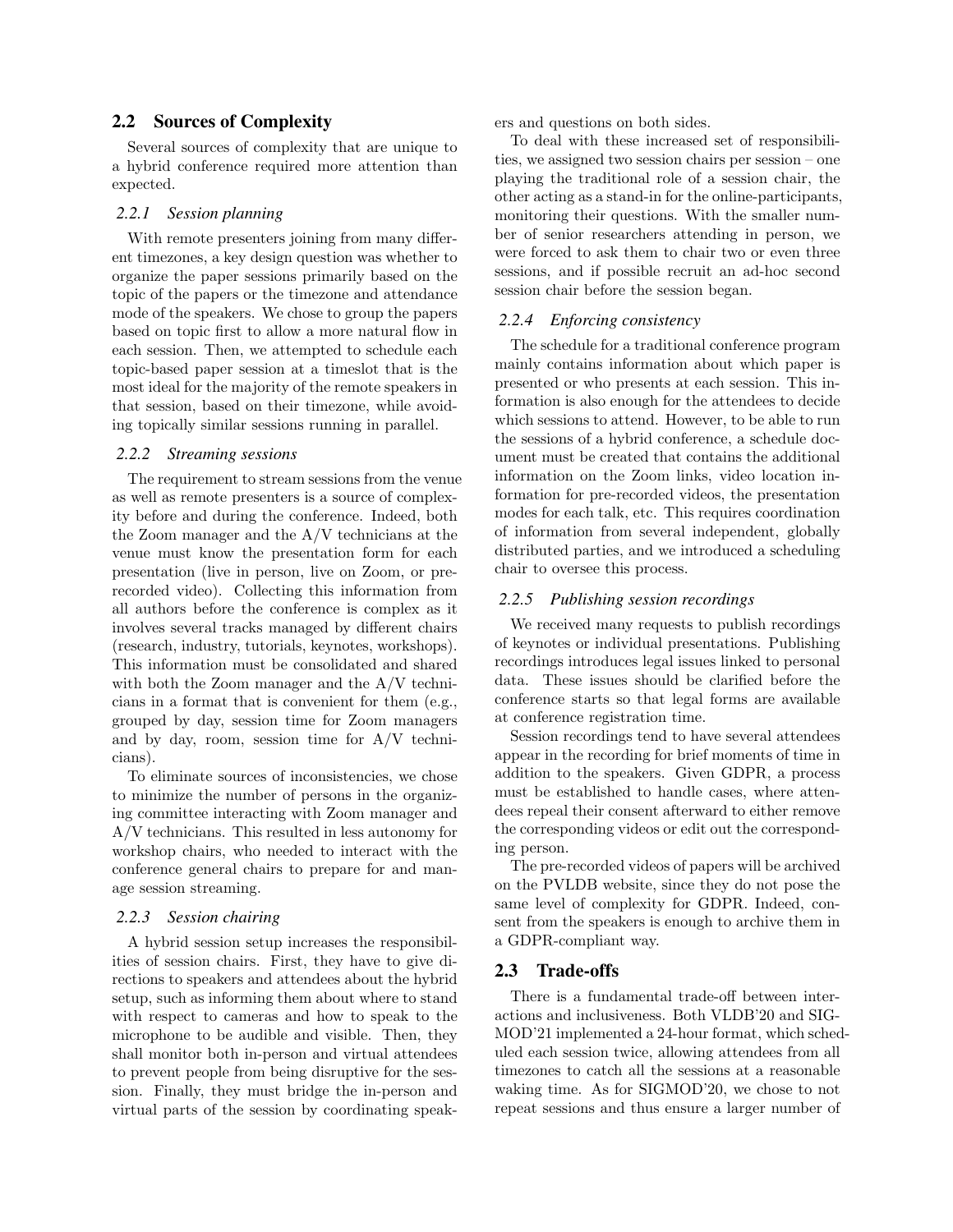## 2.2 Sources of Complexity

Several sources of complexity that are unique to a hybrid conference required more attention than expected.

### *2.2.1 Session planning*

With remote presenters joining from many different timezones, a key design question was whether to organize the paper sessions primarily based on the topic of the papers or the timezone and attendance mode of the speakers. We chose to group the papers based on topic first to allow a more natural flow in each session. Then, we attempted to schedule each topic-based paper session at a timeslot that is the most ideal for the majority of the remote speakers in that session, based on their timezone, while avoiding topically similar sessions running in parallel.

### *2.2.2 Streaming sessions*

The requirement to stream sessions from the venue as well as remote presenters is a source of complexity before and during the conference. Indeed, both the Zoom manager and the A/V technicians at the venue must know the presentation form for each presentation (live in person, live on Zoom, or pre-recorded video). Collecting this information from all authors before the conference is complex as it involves several tracks managed by different chairs (research, industry, tutorials, keynotes, workshops). This information must be consolidated and shared with both the Zoom manager and the A/V technicians in a format that is convenient for them (e.g., grouped by day, session time for Zoom managers and by day, room, session time for A/V technicians).

To eliminate sources of inconsistencies, we chose to minimize the number of persons in the organizing committee interacting with Zoom manager and A/V technicians. This resulted in less autonomy for workshop chairs, who needed to interact with the conference general chairs to prepare for and manage session streaming.

### *2.2.3 Session chairing*

A hybrid session setup increases the responsibilities of session chairs. First, they have to give directions to speakers and attendees about the hybrid setup, such as informing them about where to stand with respect to cameras and how to speak to the microphone to be audible and visible. Then, they shall monitor both in-person and virtual attendees to prevent people from being disruptive for the session. Finally, they must bridge the in-person and virtual parts of the session by coordinating speakers and questions on both sides.

To deal with these increased set of responsibilities, we assigned two session chairs per session – one playing the traditional role of a session chair, the other acting as a stand-in for the online-participants, monitoring their questions. With the smaller number of senior researchers attending in person, we were forced to ask them to chair two or even three sessions, and if possible recruit an ad-hoc second session chair before the session began.

### *2.2.4 Enforcing consistency*

The schedule for a traditional conference program mainly contains information about which paper is presented or who presents at each session. This information is also enough for the attendees to decide which sessions to attend. However, to be able to run the sessions of a hybrid conference, a schedule document must be created that contains the additional information on the Zoom links, video location information for pre-recorded videos, the presentation modes for each talk, etc. This requires coordination of information from several independent, globally distributed parties, and we introduced a scheduling chair to oversee this process.

### *2.2.5 Publishing session recordings*

We received many requests to publish recordings of keynotes or individual presentations. Publishing recordings introduces legal issues linked to personal data. These issues should be clarified before the conference starts so that legal forms are available at conference registration time.

Session recordings tend to have several attendees appear in the recording for brief moments of time in addition to the speakers. Given GDPR, a process must be established to handle cases, where attendees repeal their consent afterward to either remove the corresponding videos or edit out the corresponding person.

The pre-recorded videos of papers will be archived on the PVLDB website, since they do not pose the same level of complexity for GDPR. Indeed, consent from the speakers is enough to archive them in a GDPR-compliant way.

## 2.3 Trade-offs

There is a fundamental trade-off between interactions and inclusiveness. Both VLDB'20 and SIGMOD'21 implemented a 24-hour format, which scheduled each session twice, allowing attendees from all timezones to catch all the sessions at a reasonable waking time. As for SIGMOD'20, we chose to not repeat sessions and thus ensure a larger number of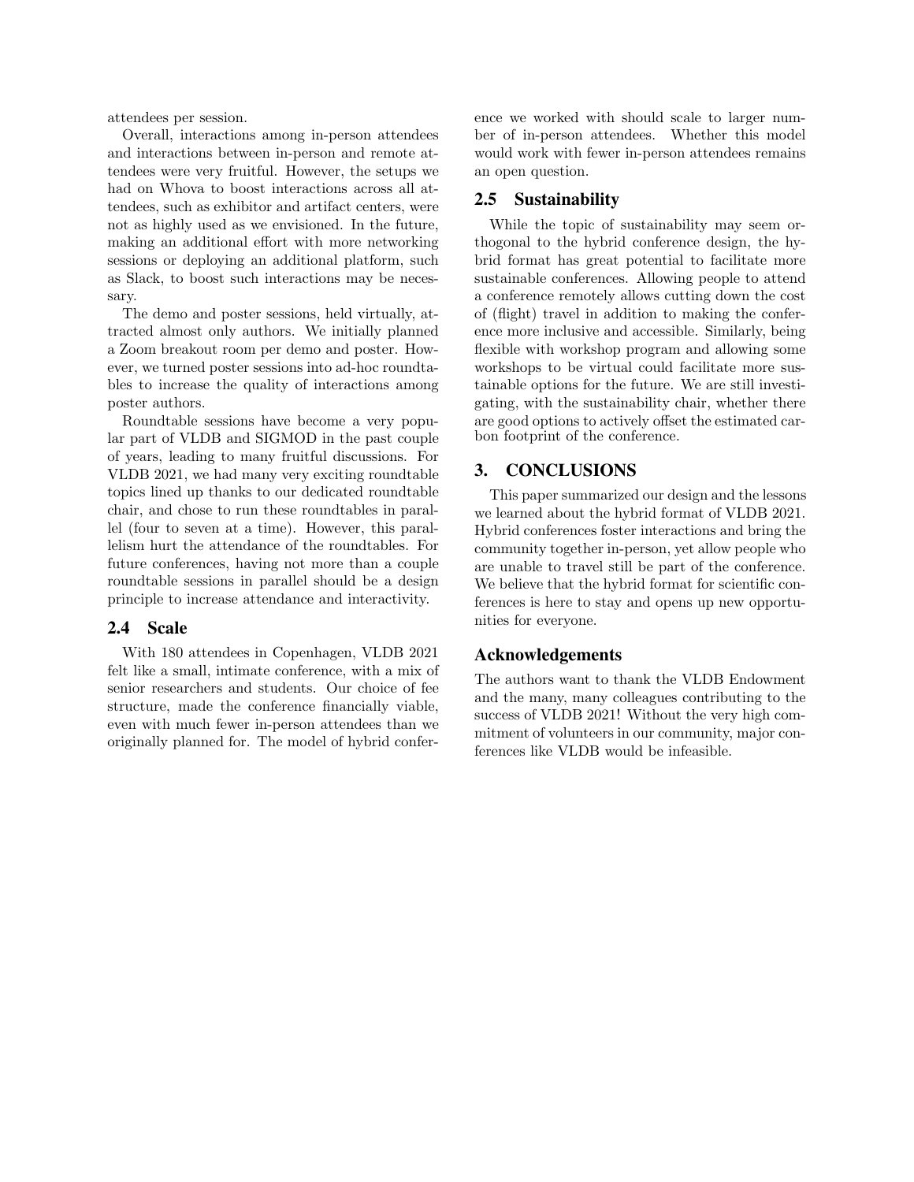attendees per session.

Overall, interactions among in-person attendees and interactions between in-person and remote attendees were very fruitful. However, the setups we had on Whova to boost interactions across all attendees, such as exhibitor and artifact centers, were not as highly used as we envisioned. In the future, making an additional effort with more networking sessions or deploying an additional platform, such as Slack, to boost such interactions may be necessary.

The demo and poster sessions, held virtually, attracted almost only authors. We initially planned a Zoom breakout room per demo and poster. However, we turned poster sessions into ad-hoc roundtables to increase the quality of interactions among poster authors.

Roundtable sessions have become a very popular part of VLDB and SIGMOD in the past couple of years, leading to many fruitful discussions. For VLDB 2021, we had many very exciting roundtable topics lined up thanks to our dedicated roundtable chair, and chose to run these roundtables in parallel (four to seven at a time). However, this parallelism hurt the attendance of the roundtables. For future conferences, having not more than a couple roundtable sessions in parallel should be a design principle to increase attendance and interactivity.

### 2.4 Scale

With 180 attendees in Copenhagen, VLDB 2021 felt like a small, intimate conference, with a mix of senior researchers and students. Our choice of fee structure, made the conference financially viable, even with much fewer in-person attendees than we originally planned for. The model of hybrid conference we worked with should scale to larger number of in-person attendees. Whether this model would work with fewer in-person attendees remains an open question.

### 2.5 Sustainability

While the topic of sustainability may seem orthogonal to the hybrid conference design, the hybrid format has great potential to facilitate more sustainable conferences. Allowing people to attend a conference remotely allows cutting down the cost of (flight) travel in addition to making the conference more inclusive and accessible. Similarly, being flexible with workshop program and allowing some workshops to be virtual could facilitate more sustainable options for the future. We are still investigating, with the sustainability chair, whether there are good options to actively offset the estimated carbon footprint of the conference.

## 3. CONCLUSIONS

This paper summarized our design and the lessons we learned about the hybrid format of VLDB 2021. Hybrid conferences foster interactions and bring the community together in-person, yet allow people who are unable to travel still be part of the conference. We believe that the hybrid format for scientific conferences is here to stay and opens up new opportunities for everyone.

## Acknowledgements

The authors want to thank the VLDB Endowment and the many, many colleagues contributing to the success of VLDB 2021! Without the very high commitment of volunteers in our community, major conferences like VLDB would be infeasible.